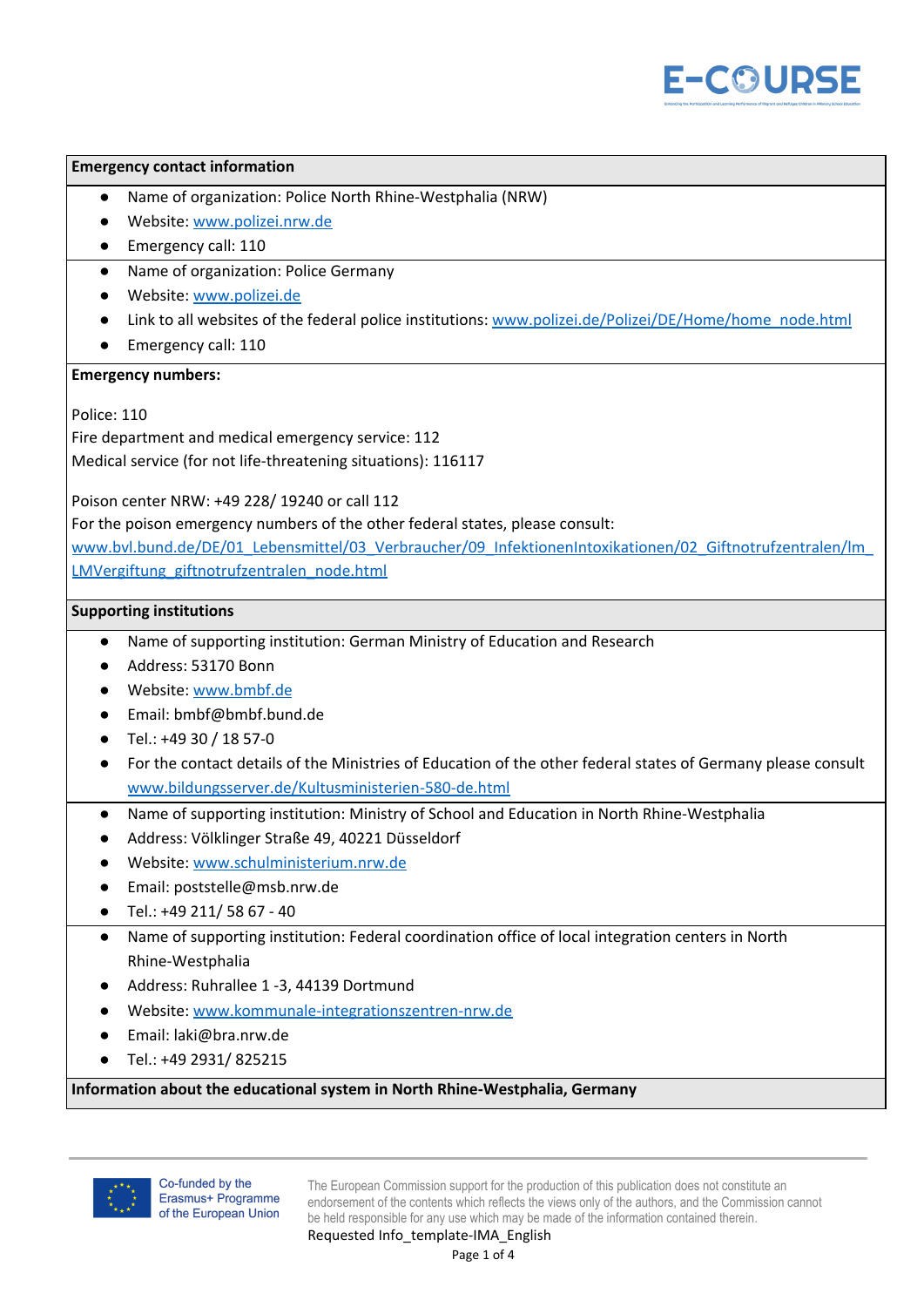**Emergency contact information**

- Name of organization: Police North Rhine-Westphalia (NRW)
- Website: www.polizei.nrw.de
- Emergency call: 110

- Name of organization: Police Germany
- Website: www.polizei.de
- Link to all websites of the federal police institutions: www.polizei.de/Polizei/DE/Home/home_node.html
- Emergency call: 110

**Emergency numbers:**

Police: 110
Fire department and medical emergency service: 112
Medical service (for not life-threatening situations): 116117

Poison center NRW: +49 228/ 19240 or call 112
For the poison emergency numbers of the other federal states, please consult:
www.bvl.bund.de/DE/01_Lebensmittel/03_Verbraucher/09_InfektionenIntoxikationen/02_Giftnotrufzentralen/lm_LMVergiftung_giftnotrufzentralen_node.html

**Supporting institutions**

- Name of supporting institution: German Ministry of Education and Research
- Address: 53170 Bonn
- Website: www.bmbf.de
- Email: bmbf@bmbf.bund.de
- Tel.: +49 30 / 18 57-0
- For the contact details of the Ministries of Education of the other federal states of Germany please consult www.bildungsserver.de/Kultusministerien-580-de.html

- Name of supporting institution: Ministry of School and Education in North Rhine-Westphalia
- Address: Völklinger Straße 49, 40221 Düsseldorf
- Website: www.schulministerium.nrw.de
- Email: poststelle@msb.nrw.de
- Tel.: +49 211/ 58 67 - 40

- Name of supporting institution: Federal coordination office of local integration centers in North Rhine-Westphalia
- Address: Ruhrallee 1 -3, 44139 Dortmund
- Website: www.kommunale-integrationszentren-nrw.de
- Email: laki@bra.nrw.de
- Tel.: +49 2931/ 825215

**Information about the educational system in North Rhine-Westphalia, Germany**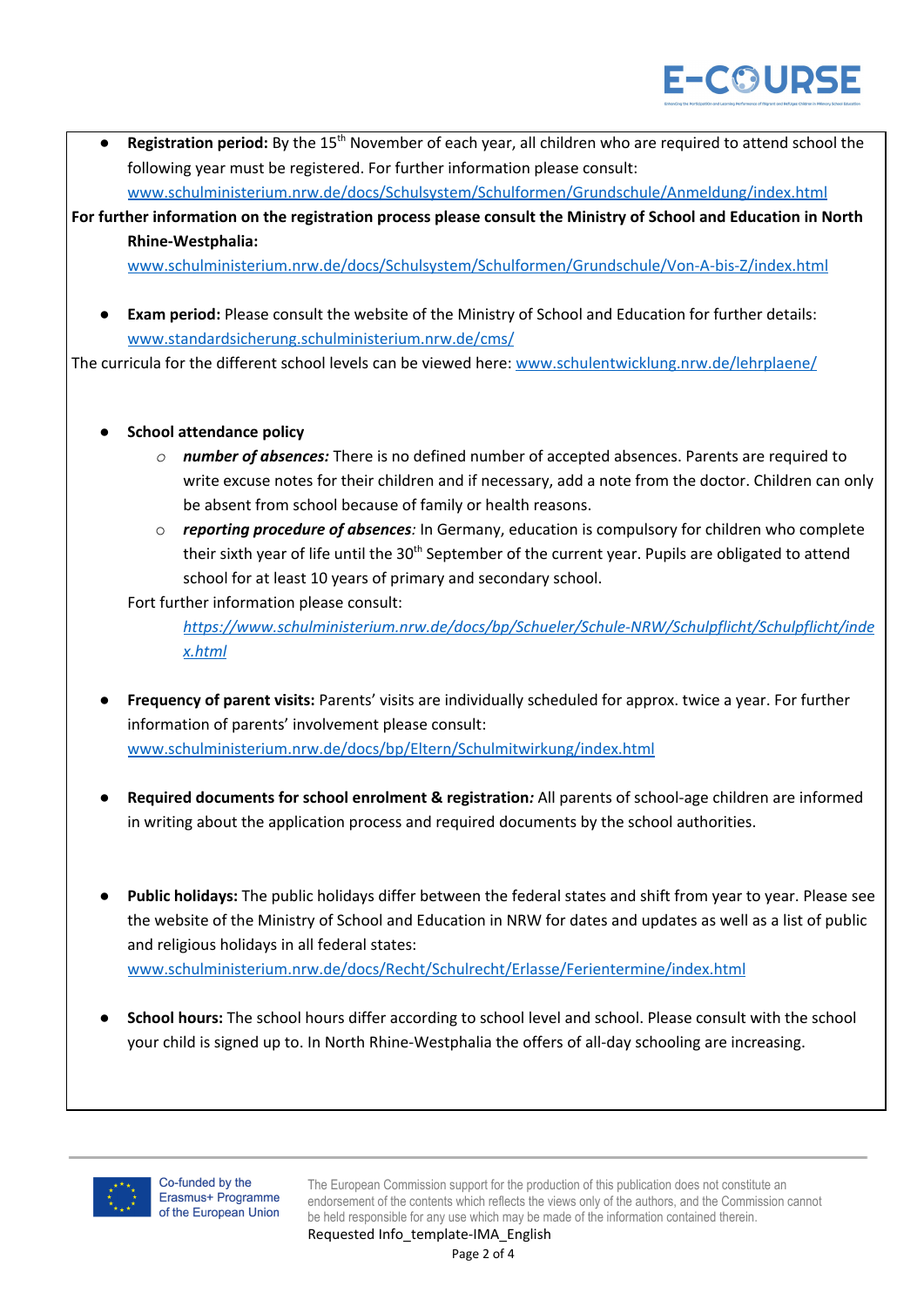- **Registration period:** By the 15th November of each year, all children who are required to attend school the following year must be registered. For further information please consult: www.schulministerium.nrw.de/docs/Schulsystem/Schulformen/Grundschule/Anmeldung/index.html

**For further information on the registration process please consult the Ministry of School and Education in North Rhine-Westphalia:**
www.schulministerium.nrw.de/docs/Schulsystem/Schulformen/Grundschule/Von-A-bis-Z/index.html

- **Exam period:** Please consult the website of the Ministry of School and Education for further details: www.standardsicherung.schulministerium.nrw.de/cms/

The curricula for the different school levels can be viewed here: www.schulentwicklung.nrw.de/lehrplaene/

- **School attendance policy**
  - ***number of absences:*** There is no defined number of accepted absences. Parents are required to write excuse notes for their children and if necessary, add a note from the doctor. Children can only be absent from school because of family or health reasons.
  - ***reporting procedure of absences****:* In Germany, education is compulsory for children who complete their sixth year of life until the 30th September of the current year. Pupils are obligated to attend school for at least 10 years of primary and secondary school.

  Fort further information please consult:
  *https://www.schulministerium.nrw.de/docs/bp/Schueler/Schule-NRW/Schulpflicht/Schulpflicht/index.html*

- **Frequency of parent visits:** Parents' visits are individually scheduled for approx. twice a year. For further information of parents' involvement please consult: www.schulministerium.nrw.de/docs/bp/Eltern/Schulmitwirkung/index.html

- **Required documents for school enrolment & registration***:* All parents of school-age children are informed in writing about the application process and required documents by the school authorities.

- **Public holidays:** The public holidays differ between the federal states and shift from year to year. Please see the website of the Ministry of School and Education in NRW for dates and updates as well as a list of public and religious holidays in all federal states: www.schulministerium.nrw.de/docs/Recht/Schulrecht/Erlasse/Ferientermine/index.html

- **School hours:** The school hours differ according to school level and school. Please consult with the school your child is signed up to. In North Rhine-Westphalia the offers of all-day schooling are increasing.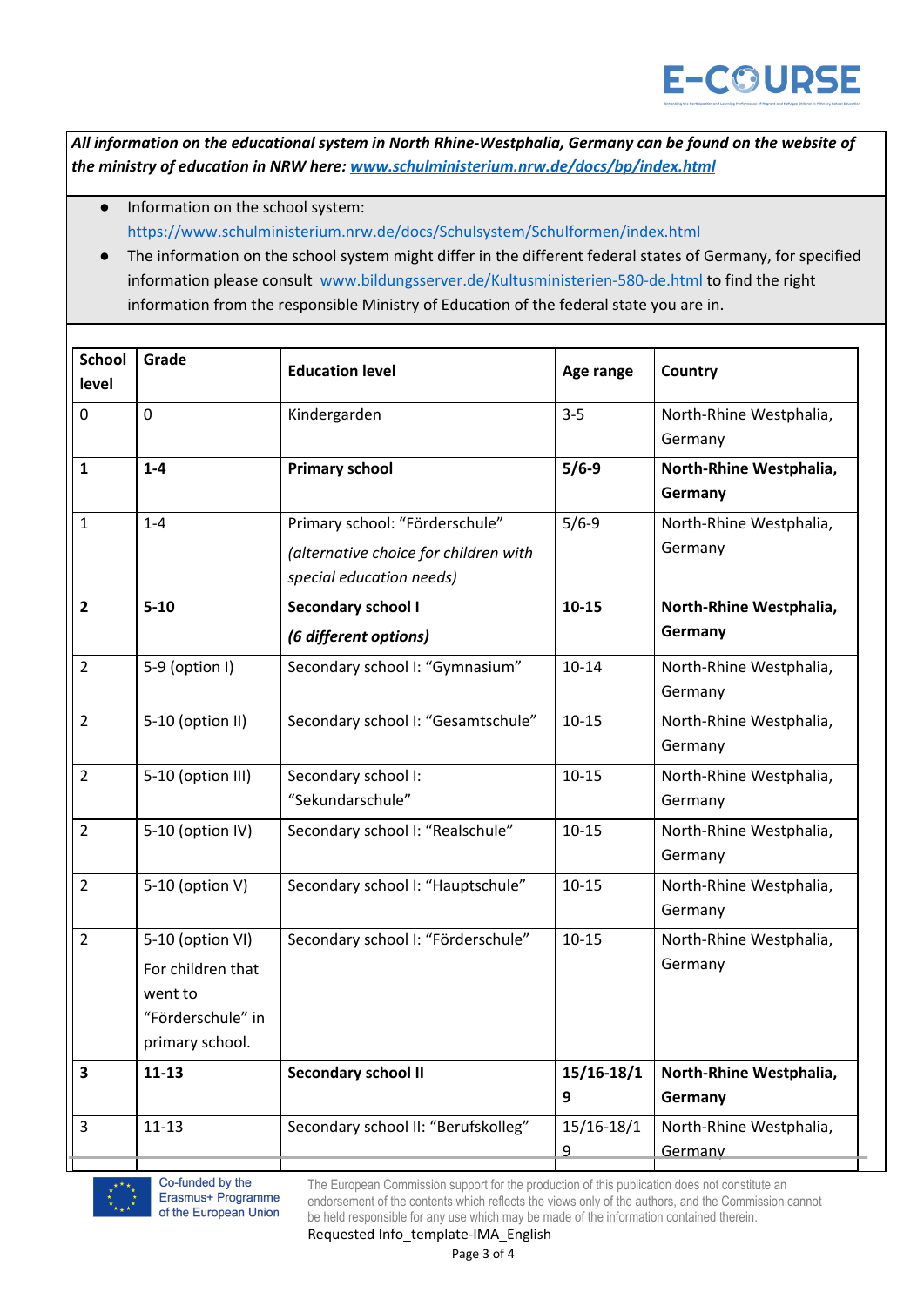***All information on the educational system in North Rhine-Westphalia, Germany can be found on the website of the ministry of education in NRW here: [www.schulministerium.nrw.de/docs/bp/index.html](http://www.schulministerium.nrw.de/docs/bp/index.html)***

- Information on the school system: https://www.schulministerium.nrw.de/docs/Schulsystem/Schulformen/index.html
- The information on the school system might differ in the different federal states of Germany, for specified information please consult www.bildungsserver.de/Kultusministerien-580-de.html to find the right information from the responsible Ministry of Education of the federal state you are in.

| School level | Grade | Education level | Age range | Country |
|---|---|---|---|---|
| 0 | 0 | Kindergarden | 3-5 | North-Rhine Westphalia, Germany |
| **1** | **1-4** | **Primary school** | **5/6-9** | **North-Rhine Westphalia, Germany** |
| 1 | 1-4 | Primary school: “Förderschule” *(alternative choice for children with special education needs)* | 5/6-9 | North-Rhine Westphalia, Germany |
| **2** | **5-10** | **Secondary school I** ***(6 different options)*** | **10-15** | **North-Rhine Westphalia, Germany** |
| 2 | 5-9 (option I) | Secondary school I: “Gymnasium” | 10-14 | North-Rhine Westphalia, Germany |
| 2 | 5-10 (option II) | Secondary school I: “Gesamtschule” | 10-15 | North-Rhine Westphalia, Germany |
| 2 | 5-10 (option III) | Secondary school I: “Sekundarschule” | 10-15 | North-Rhine Westphalia, Germany |
| 2 | 5-10 (option IV) | Secondary school I: “Realschule” | 10-15 | North-Rhine Westphalia, Germany |
| 2 | 5-10 (option V) | Secondary school I: “Hauptschule” | 10-15 | North-Rhine Westphalia, Germany |
| 2 | 5-10 (option VI) For children that went to “Förderschule” in primary school. | Secondary school I: “Förderschule” | 10-15 | North-Rhine Westphalia, Germany |
| **3** | **11-13** | **Secondary school II** | **15/16-18/19** | **North-Rhine Westphalia, Germany** |
| 3 | 11-13 | Secondary school II: “Berufskolleg” | 15/16-18/19 | North-Rhine Westphalia, Germany |

Co-funded by the Erasmus+ Programme of the European Union

The European Commission support for the production of this publication does not constitute an endorsement of the contents which reflects the views only of the authors, and the Commission cannot be held responsible for any use which may be made of the information contained therein.

Requested Info_template-IMA_English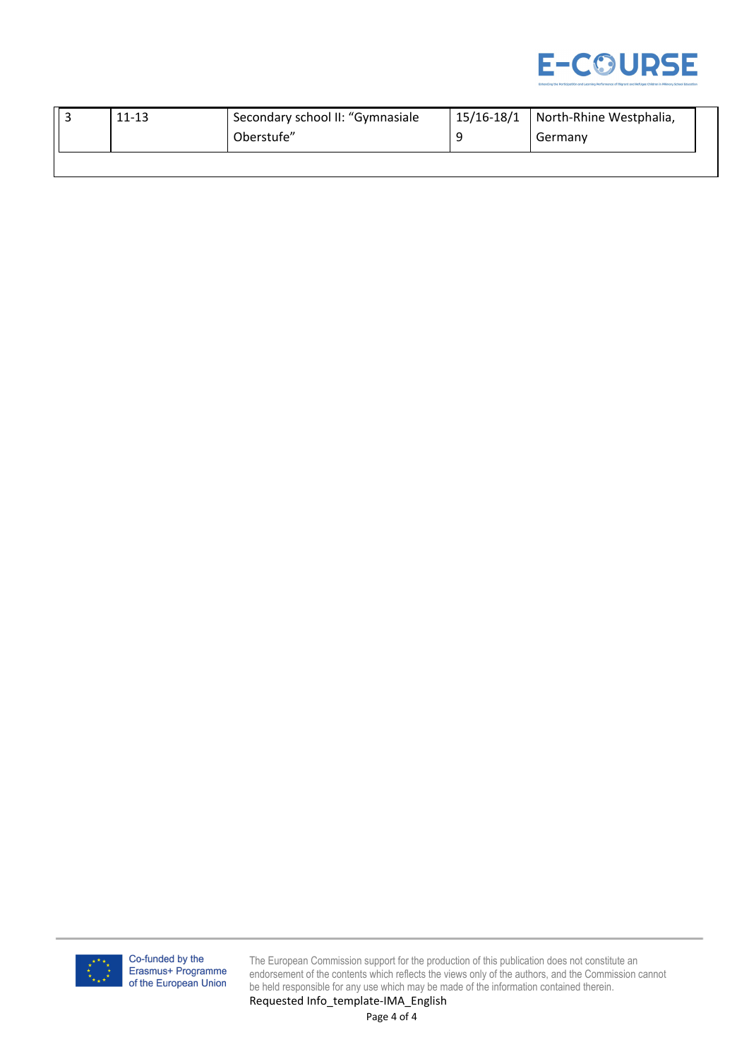| | | | | |
|---|---|---|---|---|
| 3 | 11-13 | Secondary school II: "Gymnasiale Oberstufe" | 15/16-18/19 | North-Rhine Westphalia, Germany |

Co-funded by the Erasmus+ Programme of the European Union

The European Commission support for the production of this publication does not constitute an endorsement of the contents which reflects the views only of the authors, and the Commission cannot be held responsible for any use which may be made of the information contained therein.